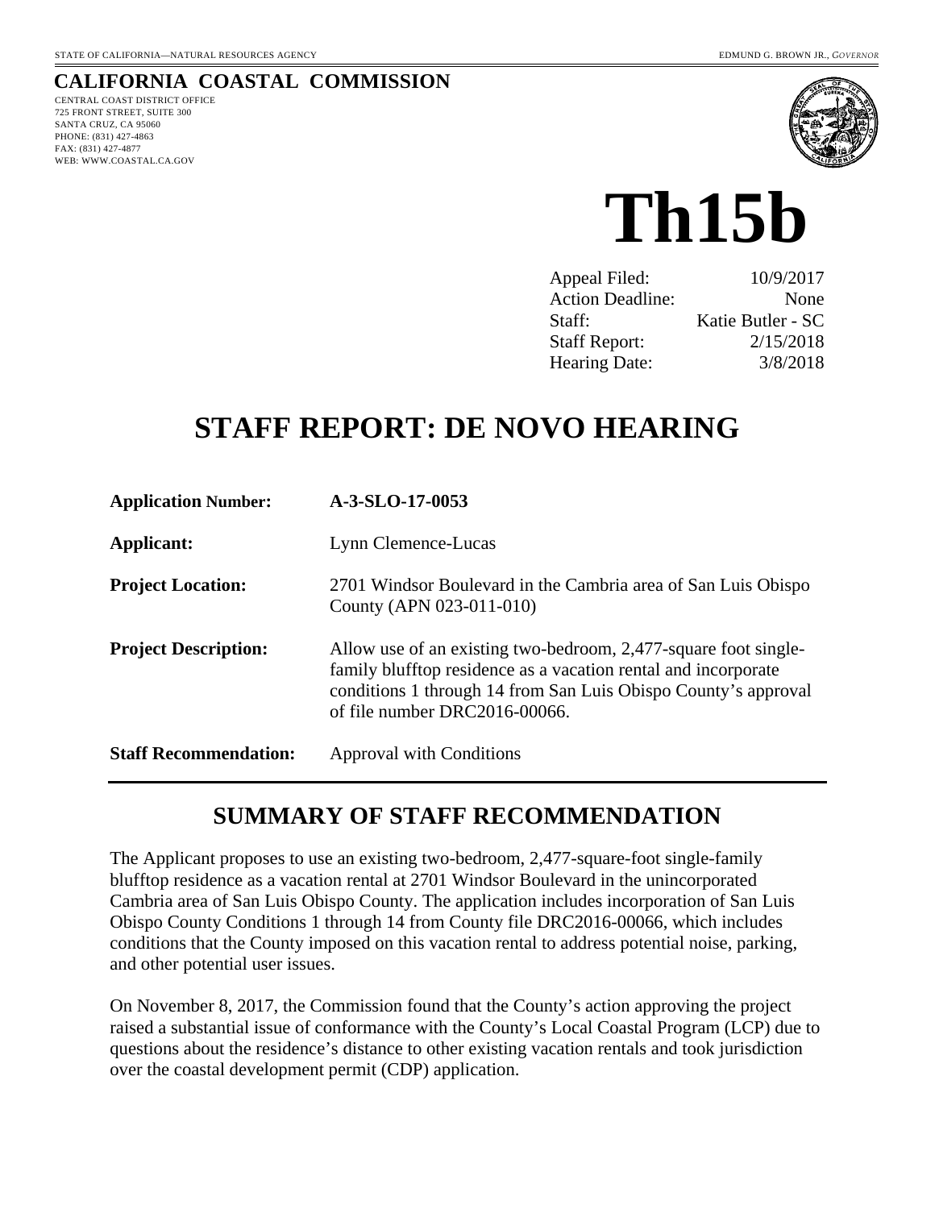STATE OF CALIFORNIA—NATURAL RESOURCES AGENCY EDMUND G. BROWN JR., *GOVERNOR*

**CALIFORNIA COASTAL COMMISSION**

CENTRAL COAST DISTRICT OFFICE
725 FRONT STREET, SUITE 300
SANTA CRUZ, CA 95060
PHONE: (831) 427-4863
FAX: (831) 427-4877
WEB: WWW.COASTAL.CA.GOV

# Th15b

| | |
|---|---|
| Appeal Filed: | 10/9/2017 |
| Action Deadline: | None |
| Staff: | Katie Butler - SC |
| Staff Report: | 2/15/2018 |
| Hearing Date: | 3/8/2018 |

# STAFF REPORT: DE NOVO HEARING

**Application Number:** **A-3-SLO-17-0053**

**Applicant:** Lynn Clemence-Lucas

**Project Location:** 2701 Windsor Boulevard in the Cambria area of San Luis Obispo County (APN 023-011-010)

**Project Description:** Allow use of an existing two-bedroom, 2,477-square foot single-family blufftop residence as a vacation rental and incorporate conditions 1 through 14 from San Luis Obispo County's approval of file number DRC2016-00066.

**Staff Recommendation:** Approval with Conditions

## SUMMARY OF STAFF RECOMMENDATION

The Applicant proposes to use an existing two-bedroom, 2,477-square-foot single-family blufftop residence as a vacation rental at 2701 Windsor Boulevard in the unincorporated Cambria area of San Luis Obispo County. The application includes incorporation of San Luis Obispo County Conditions 1 through 14 from County file DRC2016-00066, which includes conditions that the County imposed on this vacation rental to address potential noise, parking, and other potential user issues.

On November 8, 2017, the Commission found that the County's action approving the project raised a substantial issue of conformance with the County's Local Coastal Program (LCP) due to questions about the residence's distance to other existing vacation rentals and took jurisdiction over the coastal development permit (CDP) application.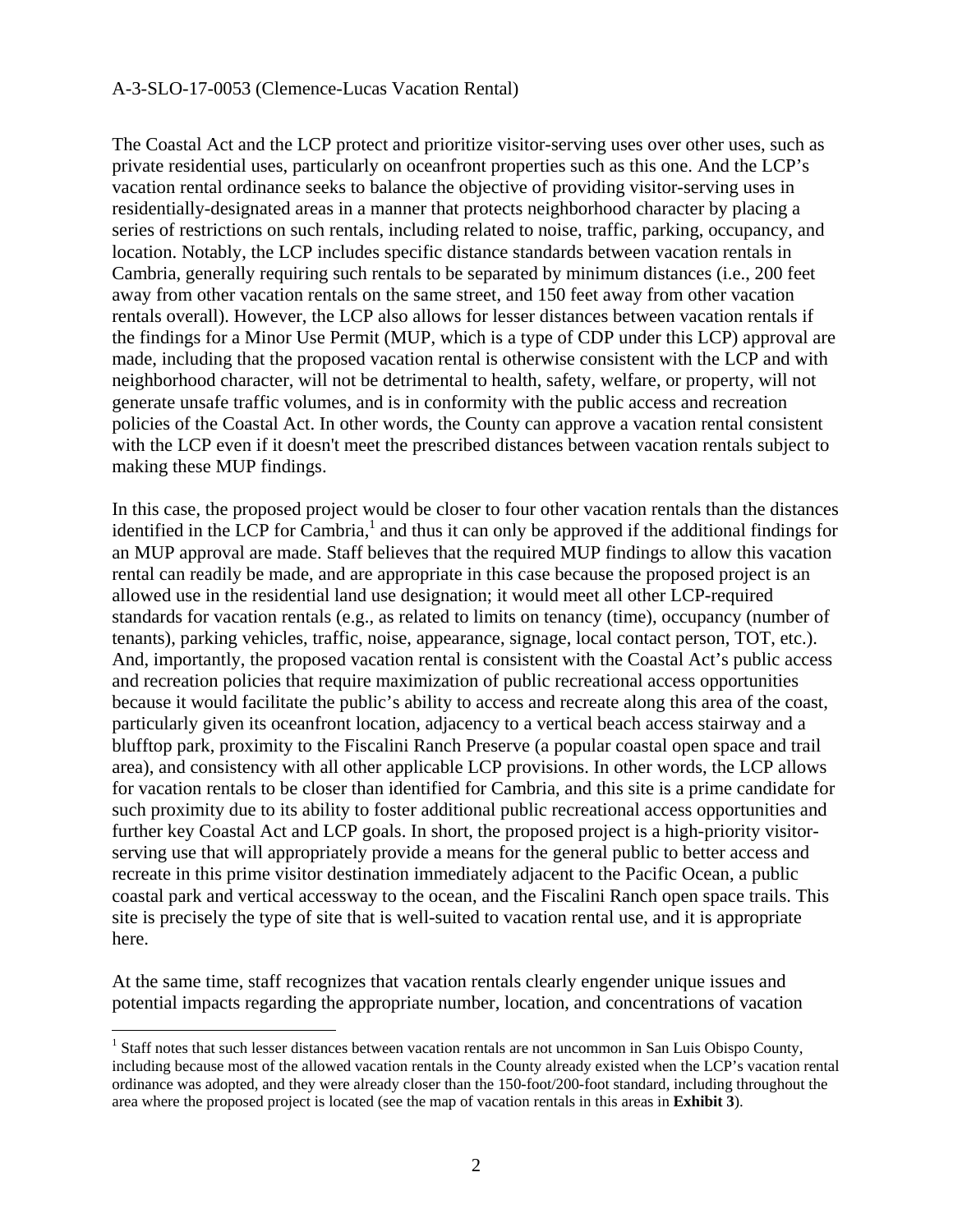The Coastal Act and the LCP protect and prioritize visitor-serving uses over other uses, such as private residential uses, particularly on oceanfront properties such as this one. And the LCP's vacation rental ordinance seeks to balance the objective of providing visitor-serving uses in residentially-designated areas in a manner that protects neighborhood character by placing a series of restrictions on such rentals, including related to noise, traffic, parking, occupancy, and location. Notably, the LCP includes specific distance standards between vacation rentals in Cambria, generally requiring such rentals to be separated by minimum distances (i.e., 200 feet away from other vacation rentals on the same street, and 150 feet away from other vacation rentals overall). However, the LCP also allows for lesser distances between vacation rentals if the findings for a Minor Use Permit (MUP, which is a type of CDP under this LCP) approval are made, including that the proposed vacation rental is otherwise consistent with the LCP and with neighborhood character, will not be detrimental to health, safety, welfare, or property, will not generate unsafe traffic volumes, and is in conformity with the public access and recreation policies of the Coastal Act. In other words, the County can approve a vacation rental consistent with the LCP even if it doesn't meet the prescribed distances between vacation rentals subject to making these MUP findings.

In this case, the proposed project would be closer to four other vacation rentals than the distances identified in the LCP for Cambria,[1] and thus it can only be approved if the additional findings for an MUP approval are made. Staff believes that the required MUP findings to allow this vacation rental can readily be made, and are appropriate in this case because the proposed project is an allowed use in the residential land use designation; it would meet all other LCP-required standards for vacation rentals (e.g., as related to limits on tenancy (time), occupancy (number of tenants), parking vehicles, traffic, noise, appearance, signage, local contact person, TOT, etc.). And, importantly, the proposed vacation rental is consistent with the Coastal Act's public access and recreation policies that require maximization of public recreational access opportunities because it would facilitate the public's ability to access and recreate along this area of the coast, particularly given its oceanfront location, adjacency to a vertical beach access stairway and a blufftop park, proximity to the Fiscalini Ranch Preserve (a popular coastal open space and trail area), and consistency with all other applicable LCP provisions. In other words, the LCP allows for vacation rentals to be closer than identified for Cambria, and this site is a prime candidate for such proximity due to its ability to foster additional public recreational access opportunities and further key Coastal Act and LCP goals. In short, the proposed project is a high-priority visitor-serving use that will appropriately provide a means for the general public to better access and recreate in this prime visitor destination immediately adjacent to the Pacific Ocean, a public coastal park and vertical accessway to the ocean, and the Fiscalini Ranch open space trails. This site is precisely the type of site that is well-suited to vacation rental use, and it is appropriate here.

At the same time, staff recognizes that vacation rentals clearly engender unique issues and potential impacts regarding the appropriate number, location, and concentrations of vacation

[1] Staff notes that such lesser distances between vacation rentals are not uncommon in San Luis Obispo County, including because most of the allowed vacation rentals in the County already existed when the LCP's vacation rental ordinance was adopted, and they were already closer than the 150-foot/200-foot standard, including throughout the area where the proposed project is located (see the map of vacation rentals in this areas in **Exhibit 3**).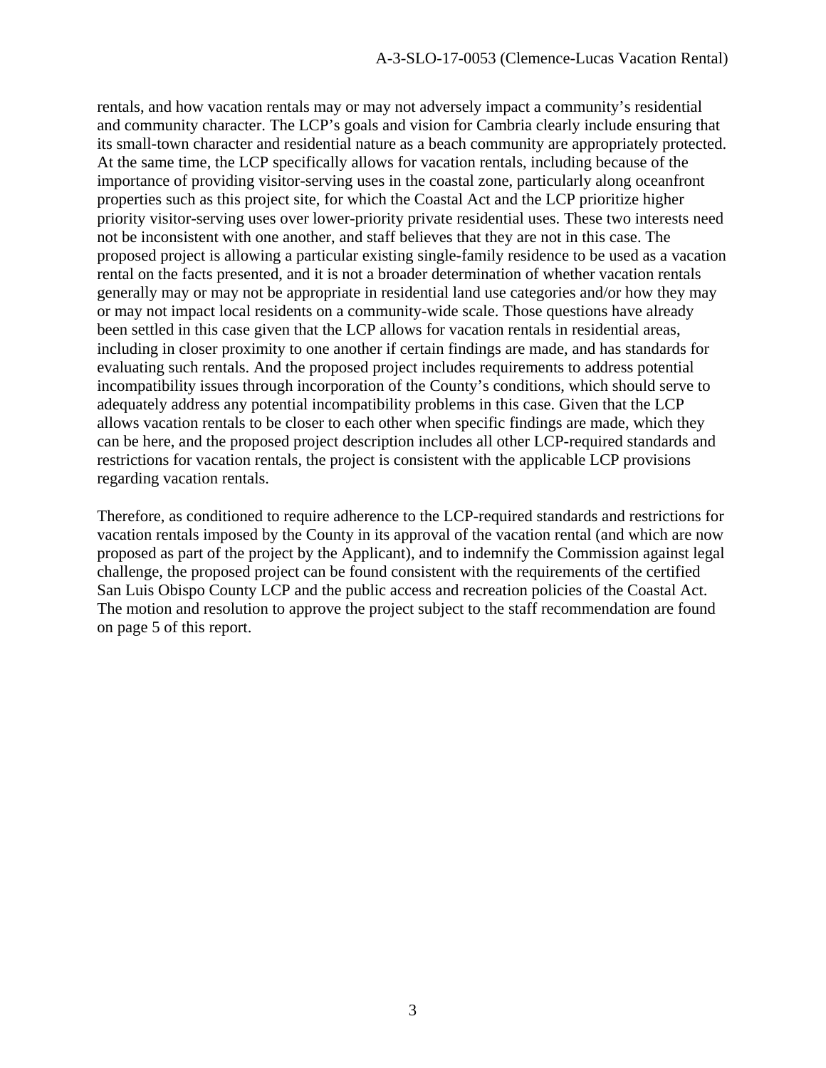rentals, and how vacation rentals may or may not adversely impact a community's residential and community character. The LCP's goals and vision for Cambria clearly include ensuring that its small-town character and residential nature as a beach community are appropriately protected. At the same time, the LCP specifically allows for vacation rentals, including because of the importance of providing visitor-serving uses in the coastal zone, particularly along oceanfront properties such as this project site, for which the Coastal Act and the LCP prioritize higher priority visitor-serving uses over lower-priority private residential uses. These two interests need not be inconsistent with one another, and staff believes that they are not in this case. The proposed project is allowing a particular existing single-family residence to be used as a vacation rental on the facts presented, and it is not a broader determination of whether vacation rentals generally may or may not be appropriate in residential land use categories and/or how they may or may not impact local residents on a community-wide scale. Those questions have already been settled in this case given that the LCP allows for vacation rentals in residential areas, including in closer proximity to one another if certain findings are made, and has standards for evaluating such rentals. And the proposed project includes requirements to address potential incompatibility issues through incorporation of the County's conditions, which should serve to adequately address any potential incompatibility problems in this case. Given that the LCP allows vacation rentals to be closer to each other when specific findings are made, which they can be here, and the proposed project description includes all other LCP-required standards and restrictions for vacation rentals, the project is consistent with the applicable LCP provisions regarding vacation rentals.

Therefore, as conditioned to require adherence to the LCP-required standards and restrictions for vacation rentals imposed by the County in its approval of the vacation rental (and which are now proposed as part of the project by the Applicant), and to indemnify the Commission against legal challenge, the proposed project can be found consistent with the requirements of the certified San Luis Obispo County LCP and the public access and recreation policies of the Coastal Act. The motion and resolution to approve the project subject to the staff recommendation are found on page 5 of this report.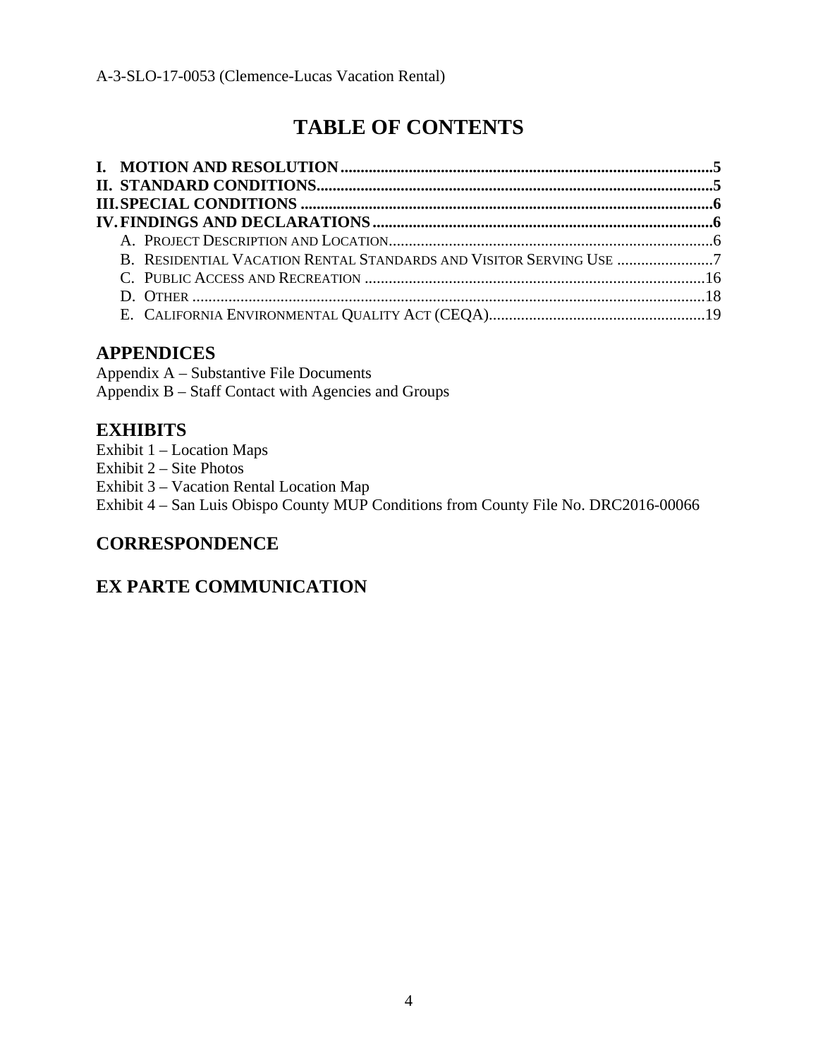# TABLE OF CONTENTS

**I. MOTION AND RESOLUTION** ..... 5
**II. STANDARD CONDITIONS** ..... 5
**III. SPECIAL CONDITIONS** ..... 6
**IV. FINDINGS AND DECLARATIONS** ..... 6

- A. PROJECT DESCRIPTION AND LOCATION ..... 6
- B. RESIDENTIAL VACATION RENTAL STANDARDS AND VISITOR SERVING USE ..... 7
- C. PUBLIC ACCESS AND RECREATION ..... 16
- D. OTHER ..... 18
- E. CALIFORNIA ENVIRONMENTAL QUALITY ACT (CEQA) ..... 19

## APPENDICES

Appendix A – Substantive File Documents
Appendix B – Staff Contact with Agencies and Groups

## EXHIBITS

Exhibit 1 – Location Maps
Exhibit 2 – Site Photos
Exhibit 3 – Vacation Rental Location Map
Exhibit 4 – San Luis Obispo County MUP Conditions from County File No. DRC2016-00066

## CORRESPONDENCE

## EX PARTE COMMUNICATION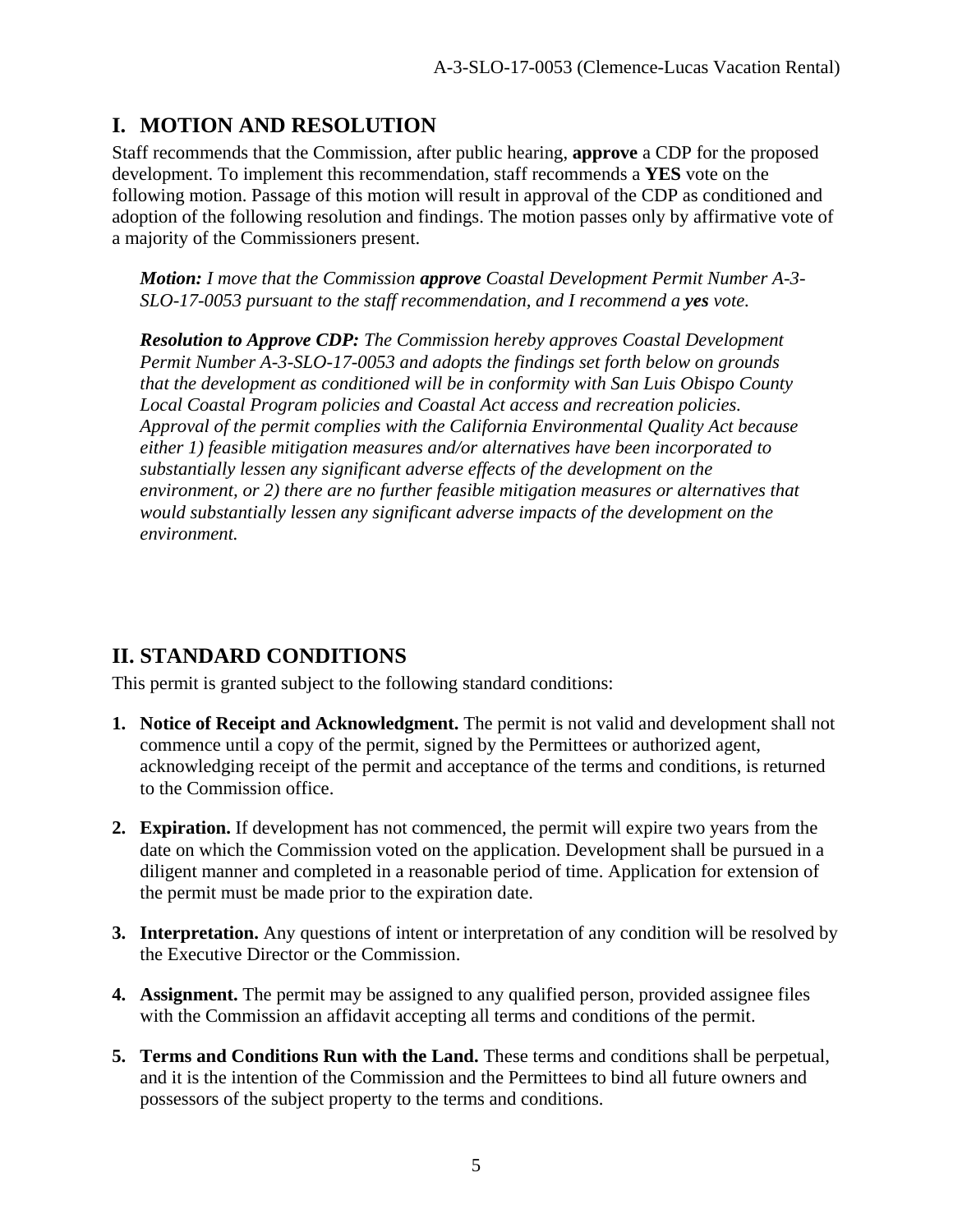## I. MOTION AND RESOLUTION

Staff recommends that the Commission, after public hearing, **approve** a CDP for the proposed development. To implement this recommendation, staff recommends a **YES** vote on the following motion. Passage of this motion will result in approval of the CDP as conditioned and adoption of the following resolution and findings. The motion passes only by affirmative vote of a majority of the Commissioners present.

> ***Motion:*** *I move that the Commission* ***approve*** *Coastal Development Permit Number A-3-SLO-17-0053 pursuant to the staff recommendation, and I recommend a* ***yes*** *vote.*
>
> ***Resolution to Approve CDP:*** *The Commission hereby approves Coastal Development Permit Number A-3-SLO-17-0053 and adopts the findings set forth below on grounds that the development as conditioned will be in conformity with San Luis Obispo County Local Coastal Program policies and Coastal Act access and recreation policies. Approval of the permit complies with the California Environmental Quality Act because either 1) feasible mitigation measures and/or alternatives have been incorporated to substantially lessen any significant adverse effects of the development on the environment, or 2) there are no further feasible mitigation measures or alternatives that would substantially lessen any significant adverse impacts of the development on the environment.*

## II. STANDARD CONDITIONS

This permit is granted subject to the following standard conditions:

1. **Notice of Receipt and Acknowledgment.** The permit is not valid and development shall not commence until a copy of the permit, signed by the Permittees or authorized agent, acknowledging receipt of the permit and acceptance of the terms and conditions, is returned to the Commission office.

2. **Expiration.** If development has not commenced, the permit will expire two years from the date on which the Commission voted on the application. Development shall be pursued in a diligent manner and completed in a reasonable period of time. Application for extension of the permit must be made prior to the expiration date.

3. **Interpretation.** Any questions of intent or interpretation of any condition will be resolved by the Executive Director or the Commission.

4. **Assignment.** The permit may be assigned to any qualified person, provided assignee files with the Commission an affidavit accepting all terms and conditions of the permit.

5. **Terms and Conditions Run with the Land.** These terms and conditions shall be perpetual, and it is the intention of the Commission and the Permittees to bind all future owners and possessors of the subject property to the terms and conditions.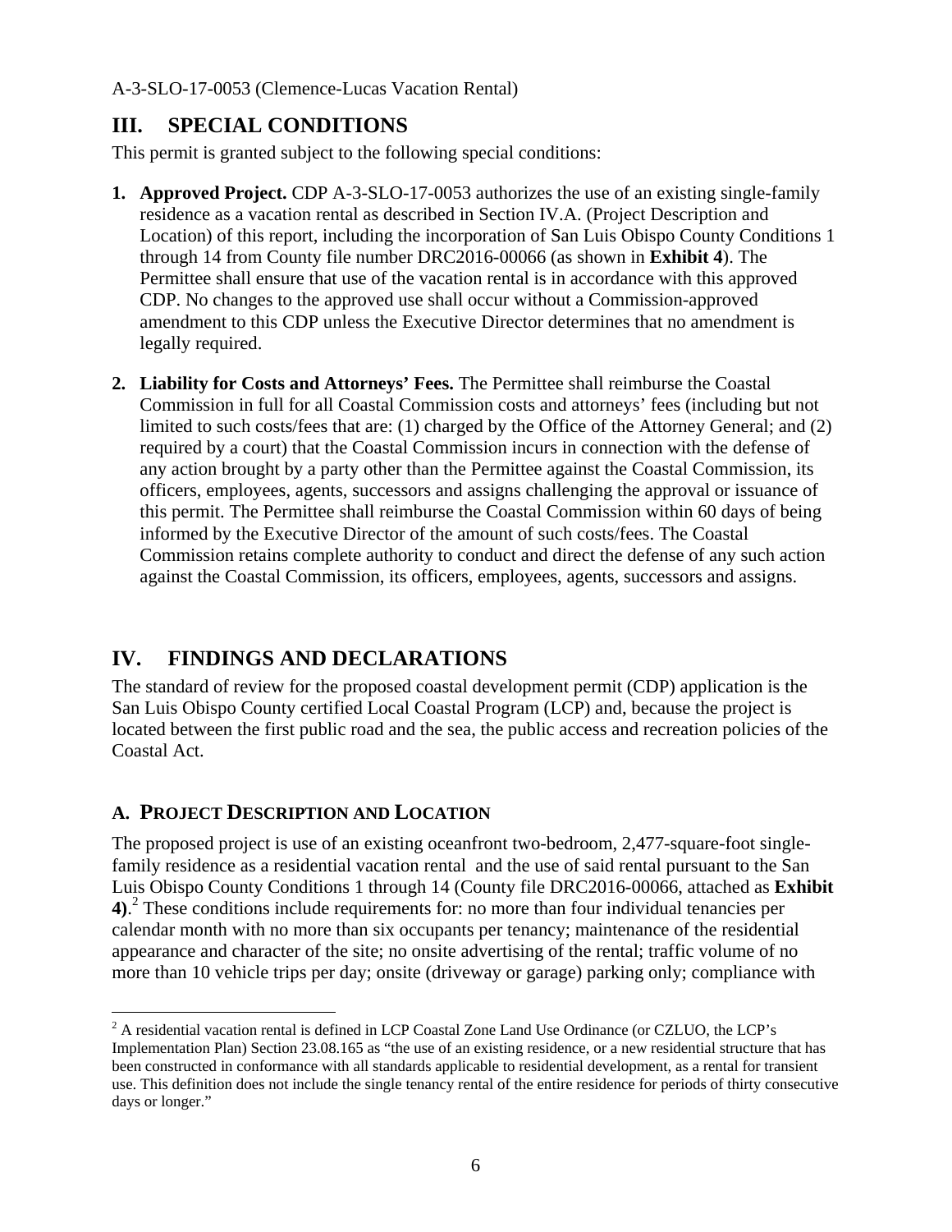## III. SPECIAL CONDITIONS

This permit is granted subject to the following special conditions:

1. **Approved Project.** CDP A-3-SLO-17-0053 authorizes the use of an existing single-family residence as a vacation rental as described in Section IV.A. (Project Description and Location) of this report, including the incorporation of San Luis Obispo County Conditions 1 through 14 from County file number DRC2016-00066 (as shown in **Exhibit 4**). The Permittee shall ensure that use of the vacation rental is in accordance with this approved CDP. No changes to the approved use shall occur without a Commission-approved amendment to this CDP unless the Executive Director determines that no amendment is legally required.

2. **Liability for Costs and Attorneys' Fees.** The Permittee shall reimburse the Coastal Commission in full for all Coastal Commission costs and attorneys' fees (including but not limited to such costs/fees that are: (1) charged by the Office of the Attorney General; and (2) required by a court) that the Coastal Commission incurs in connection with the defense of any action brought by a party other than the Permittee against the Coastal Commission, its officers, employees, agents, successors and assigns challenging the approval or issuance of this permit. The Permittee shall reimburse the Coastal Commission within 60 days of being informed by the Executive Director of the amount of such costs/fees. The Coastal Commission retains complete authority to conduct and direct the defense of any such action against the Coastal Commission, its officers, employees, agents, successors and assigns.

## IV. FINDINGS AND DECLARATIONS

The standard of review for the proposed coastal development permit (CDP) application is the San Luis Obispo County certified Local Coastal Program (LCP) and, because the project is located between the first public road and the sea, the public access and recreation policies of the Coastal Act.

### A. Project Description and Location

The proposed project is use of an existing oceanfront two-bedroom, 2,477-square-foot single-family residence as a residential vacation rental and the use of said rental pursuant to the San Luis Obispo County Conditions 1 through 14 (County file DRC2016-00066, attached as **Exhibit 4)**.[2] These conditions include requirements for: no more than four individual tenancies per calendar month with no more than six occupants per tenancy; maintenance of the residential appearance and character of the site; no onsite advertising of the rental; traffic volume of no more than 10 vehicle trips per day; onsite (driveway or garage) parking only; compliance with

[2] A residential vacation rental is defined in LCP Coastal Zone Land Use Ordinance (or CZLUO, the LCP's Implementation Plan) Section 23.08.165 as "the use of an existing residence, or a new residential structure that has been constructed in conformance with all standards applicable to residential development, as a rental for transient use. This definition does not include the single tenancy rental of the entire residence for periods of thirty consecutive days or longer."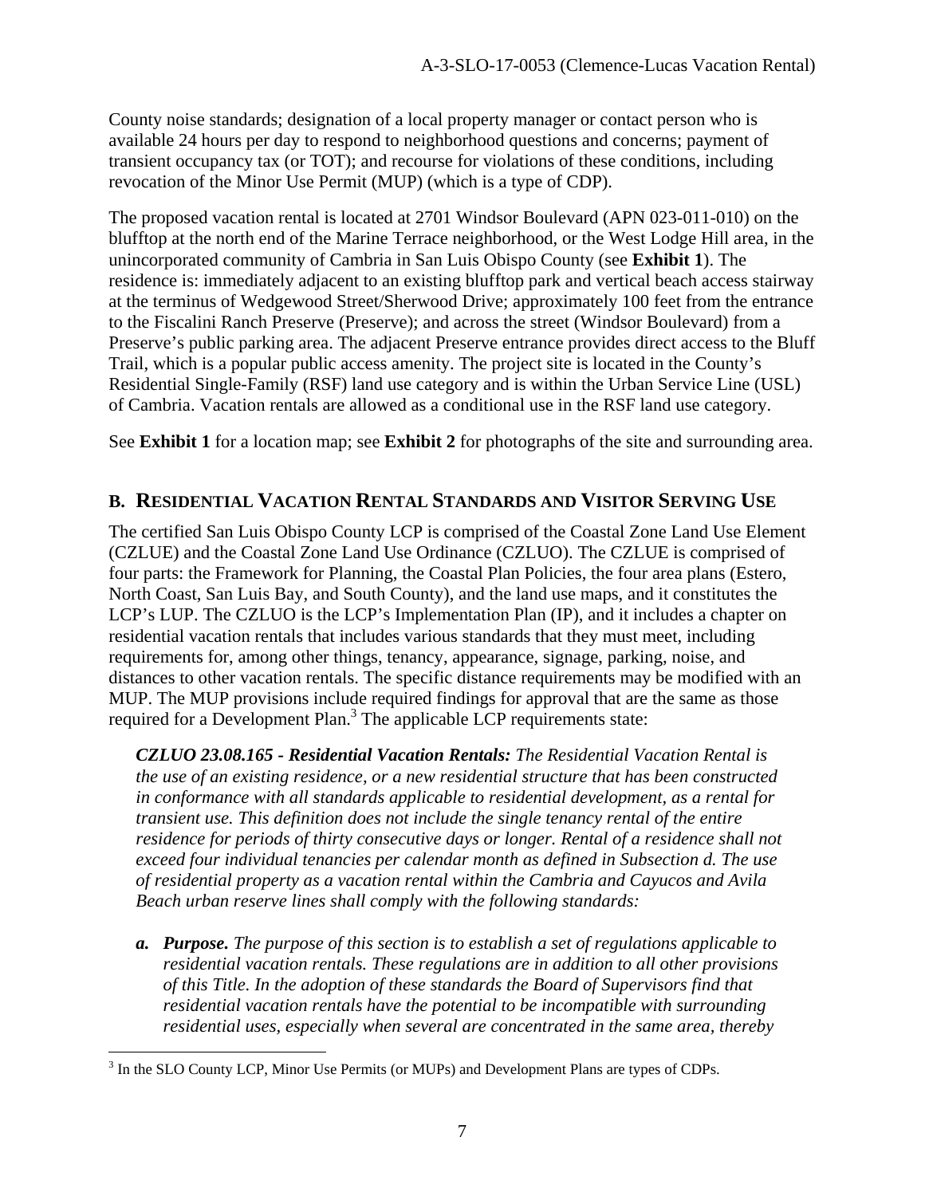County noise standards; designation of a local property manager or contact person who is available 24 hours per day to respond to neighborhood questions and concerns; payment of transient occupancy tax (or TOT); and recourse for violations of these conditions, including revocation of the Minor Use Permit (MUP) (which is a type of CDP).

The proposed vacation rental is located at 2701 Windsor Boulevard (APN 023-011-010) on the blufftop at the north end of the Marine Terrace neighborhood, or the West Lodge Hill area, in the unincorporated community of Cambria in San Luis Obispo County (see **Exhibit 1**). The residence is: immediately adjacent to an existing blufftop park and vertical beach access stairway at the terminus of Wedgewood Street/Sherwood Drive; approximately 100 feet from the entrance to the Fiscalini Ranch Preserve (Preserve); and across the street (Windsor Boulevard) from a Preserve's public parking area. The adjacent Preserve entrance provides direct access to the Bluff Trail, which is a popular public access amenity. The project site is located in the County's Residential Single-Family (RSF) land use category and is within the Urban Service Line (USL) of Cambria. Vacation rentals are allowed as a conditional use in the RSF land use category.

See **Exhibit 1** for a location map; see **Exhibit 2** for photographs of the site and surrounding area.

## B. RESIDENTIAL VACATION RENTAL STANDARDS AND VISITOR SERVING USE

The certified San Luis Obispo County LCP is comprised of the Coastal Zone Land Use Element (CZLUE) and the Coastal Zone Land Use Ordinance (CZLUO). The CZLUE is comprised of four parts: the Framework for Planning, the Coastal Plan Policies, the four area plans (Estero, North Coast, San Luis Bay, and South County), and the land use maps, and it constitutes the LCP's LUP. The CZLUO is the LCP's Implementation Plan (IP), and it includes a chapter on residential vacation rentals that includes various standards that they must meet, including requirements for, among other things, tenancy, appearance, signage, parking, noise, and distances to other vacation rentals. The specific distance requirements may be modified with an MUP. The MUP provisions include required findings for approval that are the same as those required for a Development Plan.[3] The applicable LCP requirements state:

> ***CZLUO 23.08.165 - Residential Vacation Rentals:*** *The Residential Vacation Rental is the use of an existing residence, or a new residential structure that has been constructed in conformance with all standards applicable to residential development, as a rental for transient use. This definition does not include the single tenancy rental of the entire residence for periods of thirty consecutive days or longer. Rental of a residence shall not exceed four individual tenancies per calendar month as defined in Subsection d. The use of residential property as a vacation rental within the Cambria and Cayucos and Avila Beach urban reserve lines shall comply with the following standards:*
>
> ***a. Purpose.*** *The purpose of this section is to establish a set of regulations applicable to residential vacation rentals. These regulations are in addition to all other provisions of this Title. In the adoption of these standards the Board of Supervisors find that residential vacation rentals have the potential to be incompatible with surrounding residential uses, especially when several are concentrated in the same area, thereby*

---

[3] In the SLO County LCP, Minor Use Permits (or MUPs) and Development Plans are types of CDPs.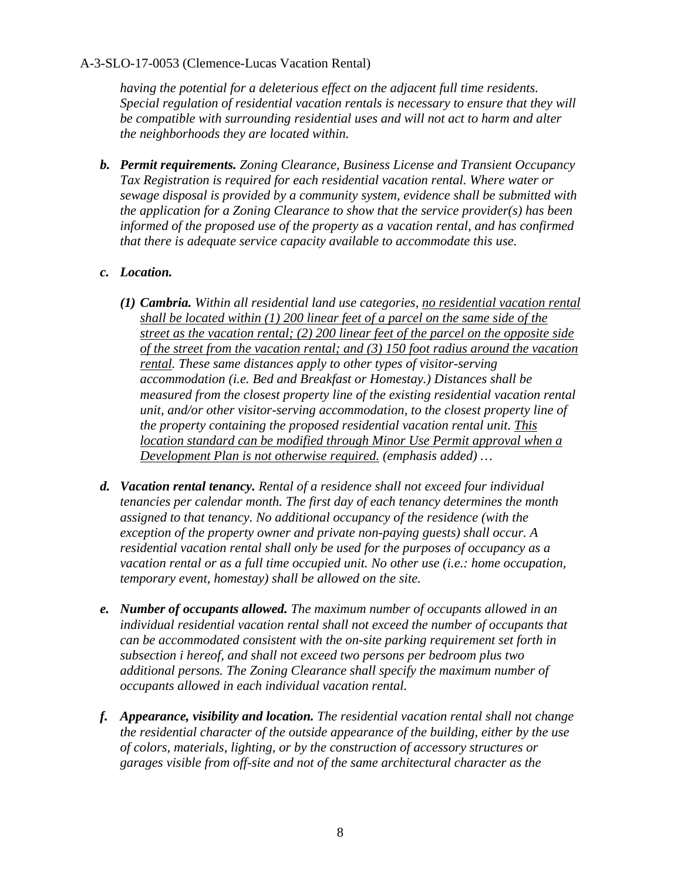*having the potential for a deleterious effect on the adjacent full time residents. Special regulation of residential vacation rentals is necessary to ensure that they will be compatible with surrounding residential uses and will not act to harm and alter the neighborhoods they are located within.*

***b. Permit requirements.*** *Zoning Clearance, Business License and Transient Occupancy Tax Registration is required for each residential vacation rental. Where water or sewage disposal is provided by a community system, evidence shall be submitted with the application for a Zoning Clearance to show that the service provider(s) has been informed of the proposed use of the property as a vacation rental, and has confirmed that there is adequate service capacity available to accommodate this use.*

***c. Location.***

***(1) Cambria.*** *Within all residential land use categories, <u>no residential vacation rental shall be located within (1) 200 linear feet of a parcel on the same side of the street as the vacation rental; (2) 200 linear feet of the parcel on the opposite side of the street from the vacation rental; and (3) 150 foot radius around the vacation rental</u>. These same distances apply to other types of visitor-serving accommodation (i.e. Bed and Breakfast or Homestay.) Distances shall be measured from the closest property line of the existing residential vacation rental unit, and/or other visitor-serving accommodation, to the closest property line of the property containing the proposed residential vacation rental unit. <u>This location standard can be modified through Minor Use Permit approval when a Development Plan is not otherwise required.</u> (emphasis added) …*

***d. Vacation rental tenancy.*** *Rental of a residence shall not exceed four individual tenancies per calendar month. The first day of each tenancy determines the month assigned to that tenancy. No additional occupancy of the residence (with the exception of the property owner and private non-paying guests) shall occur. A residential vacation rental shall only be used for the purposes of occupancy as a vacation rental or as a full time occupied unit. No other use (i.e.: home occupation, temporary event, homestay) shall be allowed on the site.*

***e. Number of occupants allowed.*** *The maximum number of occupants allowed in an individual residential vacation rental shall not exceed the number of occupants that can be accommodated consistent with the on-site parking requirement set forth in subsection i hereof, and shall not exceed two persons per bedroom plus two additional persons. The Zoning Clearance shall specify the maximum number of occupants allowed in each individual vacation rental.*

***f. Appearance, visibility and location.*** *The residential vacation rental shall not change the residential character of the outside appearance of the building, either by the use of colors, materials, lighting, or by the construction of accessory structures or garages visible from off-site and not of the same architectural character as the*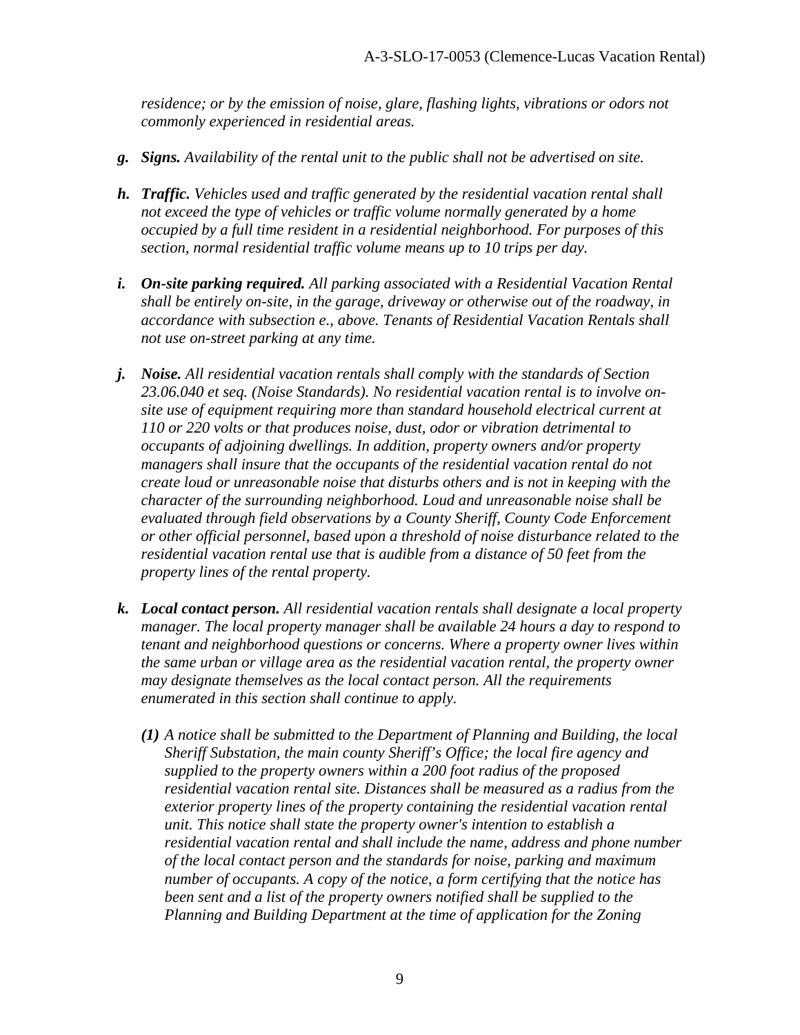*residence; or by the emission of noise, glare, flashing lights, vibrations or odors not commonly experienced in residential areas.*

***g. Signs.*** *Availability of the rental unit to the public shall not be advertised on site.*

***h. Traffic.*** *Vehicles used and traffic generated by the residential vacation rental shall not exceed the type of vehicles or traffic volume normally generated by a home occupied by a full time resident in a residential neighborhood. For purposes of this section, normal residential traffic volume means up to 10 trips per day.*

***i. On-site parking required.*** *All parking associated with a Residential Vacation Rental shall be entirely on-site, in the garage, driveway or otherwise out of the roadway, in accordance with subsection e., above. Tenants of Residential Vacation Rentals shall not use on-street parking at any time.*

***j. Noise.*** *All residential vacation rentals shall comply with the standards of Section 23.06.040 et seq. (Noise Standards). No residential vacation rental is to involve on-site use of equipment requiring more than standard household electrical current at 110 or 220 volts or that produces noise, dust, odor or vibration detrimental to occupants of adjoining dwellings. In addition, property owners and/or property managers shall insure that the occupants of the residential vacation rental do not create loud or unreasonable noise that disturbs others and is not in keeping with the character of the surrounding neighborhood. Loud and unreasonable noise shall be evaluated through field observations by a County Sheriff, County Code Enforcement or other official personnel, based upon a threshold of noise disturbance related to the residential vacation rental use that is audible from a distance of 50 feet from the property lines of the rental property.*

***k. Local contact person.*** *All residential vacation rentals shall designate a local property manager. The local property manager shall be available 24 hours a day to respond to tenant and neighborhood questions or concerns. Where a property owner lives within the same urban or village area as the residential vacation rental, the property owner may designate themselves as the local contact person. All the requirements enumerated in this section shall continue to apply.*

   ***(1)*** *A notice shall be submitted to the Department of Planning and Building, the local Sheriff Substation, the main county Sheriff's Office; the local fire agency and supplied to the property owners within a 200 foot radius of the proposed residential vacation rental site. Distances shall be measured as a radius from the exterior property lines of the property containing the residential vacation rental unit. This notice shall state the property owner's intention to establish a residential vacation rental and shall include the name, address and phone number of the local contact person and the standards for noise, parking and maximum number of occupants. A copy of the notice, a form certifying that the notice has been sent and a list of the property owners notified shall be supplied to the Planning and Building Department at the time of application for the Zoning*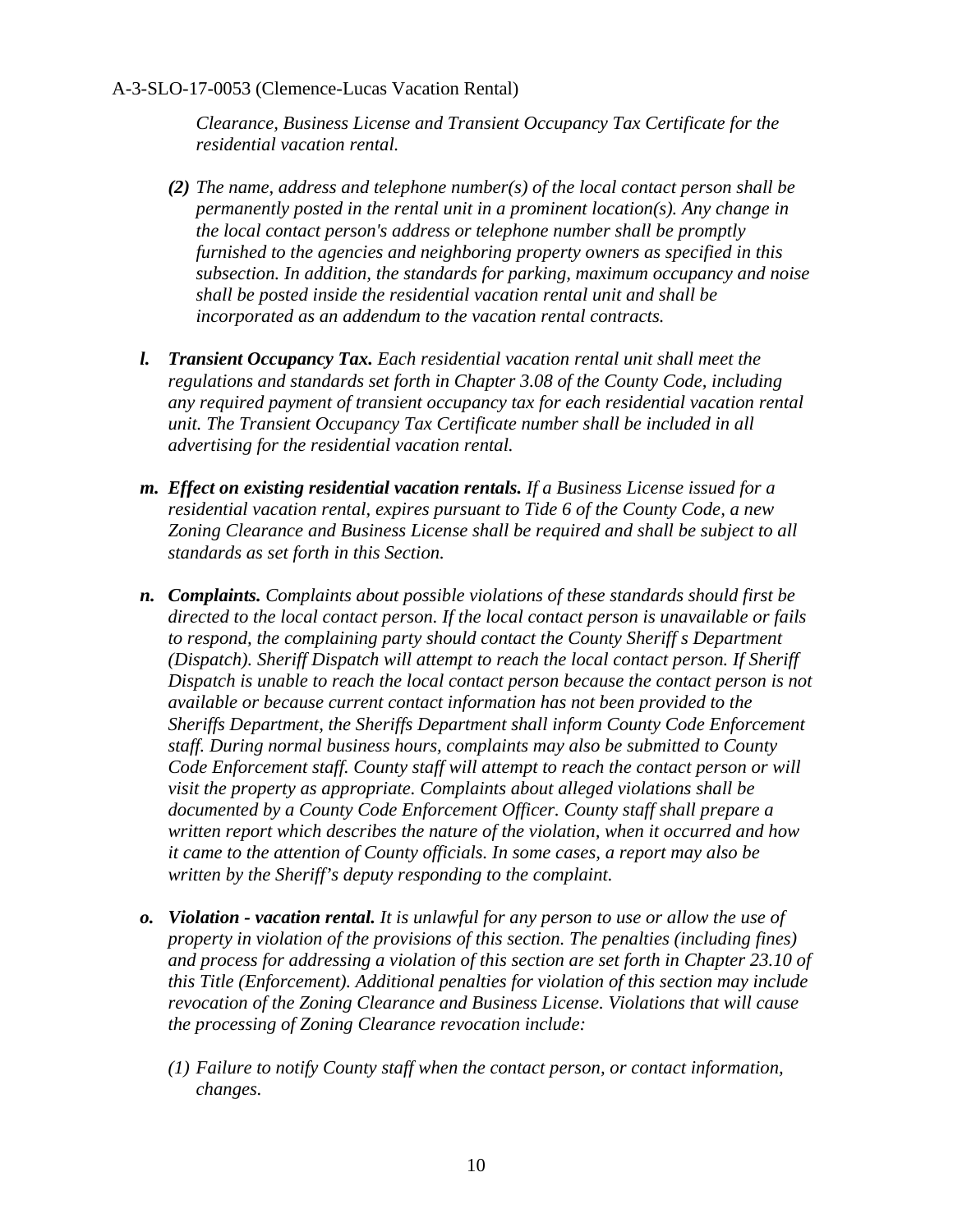*Clearance, Business License and Transient Occupancy Tax Certificate for the residential vacation rental.*

*(2) The name, address and telephone number(s) of the local contact person shall be permanently posted in the rental unit in a prominent location(s). Any change in the local contact person's address or telephone number shall be promptly furnished to the agencies and neighboring property owners as specified in this subsection. In addition, the standards for parking, maximum occupancy and noise shall be posted inside the residential vacation rental unit and shall be incorporated as an addendum to the vacation rental contracts.*

***l. Transient Occupancy Tax.*** *Each residential vacation rental unit shall meet the regulations and standards set forth in Chapter 3.08 of the County Code, including any required payment of transient occupancy tax for each residential vacation rental unit. The Transient Occupancy Tax Certificate number shall be included in all advertising for the residential vacation rental.*

***m. Effect on existing residential vacation rentals.*** *If a Business License issued for a residential vacation rental, expires pursuant to Tide 6 of the County Code, a new Zoning Clearance and Business License shall be required and shall be subject to all standards as set forth in this Section.*

***n. Complaints.*** *Complaints about possible violations of these standards should first be directed to the local contact person. If the local contact person is unavailable or fails to respond, the complaining party should contact the County Sheriff s Department (Dispatch). Sheriff Dispatch will attempt to reach the local contact person. If Sheriff Dispatch is unable to reach the local contact person because the contact person is not available or because current contact information has not been provided to the Sheriffs Department, the Sheriffs Department shall inform County Code Enforcement staff. During normal business hours, complaints may also be submitted to County Code Enforcement staff. County staff will attempt to reach the contact person or will visit the property as appropriate. Complaints about alleged violations shall be documented by a County Code Enforcement Officer. County staff shall prepare a written report which describes the nature of the violation, when it occurred and how it came to the attention of County officials. In some cases, a report may also be written by the Sheriff's deputy responding to the complaint.*

***o. Violation - vacation rental.*** *It is unlawful for any person to use or allow the use of property in violation of the provisions of this section. The penalties (including fines) and process for addressing a violation of this section are set forth in Chapter 23.10 of this Title (Enforcement). Additional penalties for violation of this section may include revocation of the Zoning Clearance and Business License. Violations that will cause the processing of Zoning Clearance revocation include:*

*(1) Failure to notify County staff when the contact person, or contact information, changes.*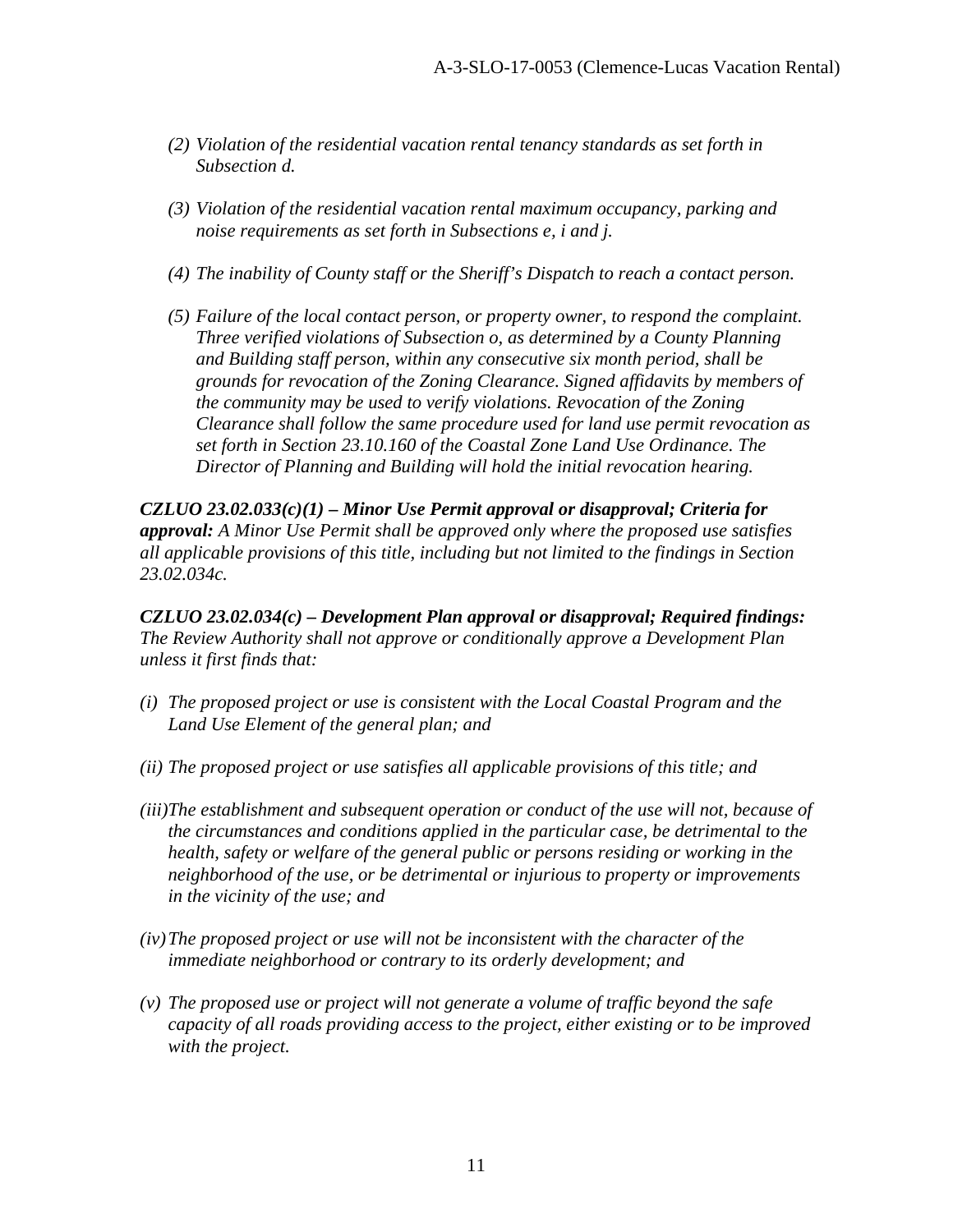*(2) Violation of the residential vacation rental tenancy standards as set forth in Subsection d.*

*(3) Violation of the residential vacation rental maximum occupancy, parking and noise requirements as set forth in Subsections e, i and j.*

*(4) The inability of County staff or the Sheriff's Dispatch to reach a contact person.*

*(5) Failure of the local contact person, or property owner, to respond the complaint. Three verified violations of Subsection o, as determined by a County Planning and Building staff person, within any consecutive six month period, shall be grounds for revocation of the Zoning Clearance. Signed affidavits by members of the community may be used to verify violations. Revocation of the Zoning Clearance shall follow the same procedure used for land use permit revocation as set forth in Section 23.10.160 of the Coastal Zone Land Use Ordinance. The Director of Planning and Building will hold the initial revocation hearing.*

***CZLUO 23.02.033(c)(1) – Minor Use Permit approval or disapproval; Criteria for approval:*** *A Minor Use Permit shall be approved only where the proposed use satisfies all applicable provisions of this title, including but not limited to the findings in Section 23.02.034c.*

***CZLUO 23.02.034(c) – Development Plan approval or disapproval; Required findings:*** *The Review Authority shall not approve or conditionally approve a Development Plan unless it first finds that:*

*(i) The proposed project or use is consistent with the Local Coastal Program and the Land Use Element of the general plan; and*

*(ii) The proposed project or use satisfies all applicable provisions of this title; and*

*(iii) The establishment and subsequent operation or conduct of the use will not, because of the circumstances and conditions applied in the particular case, be detrimental to the health, safety or welfare of the general public or persons residing or working in the neighborhood of the use, or be detrimental or injurious to property or improvements in the vicinity of the use; and*

*(iv) The proposed project or use will not be inconsistent with the character of the immediate neighborhood or contrary to its orderly development; and*

*(v) The proposed use or project will not generate a volume of traffic beyond the safe capacity of all roads providing access to the project, either existing or to be improved with the project.*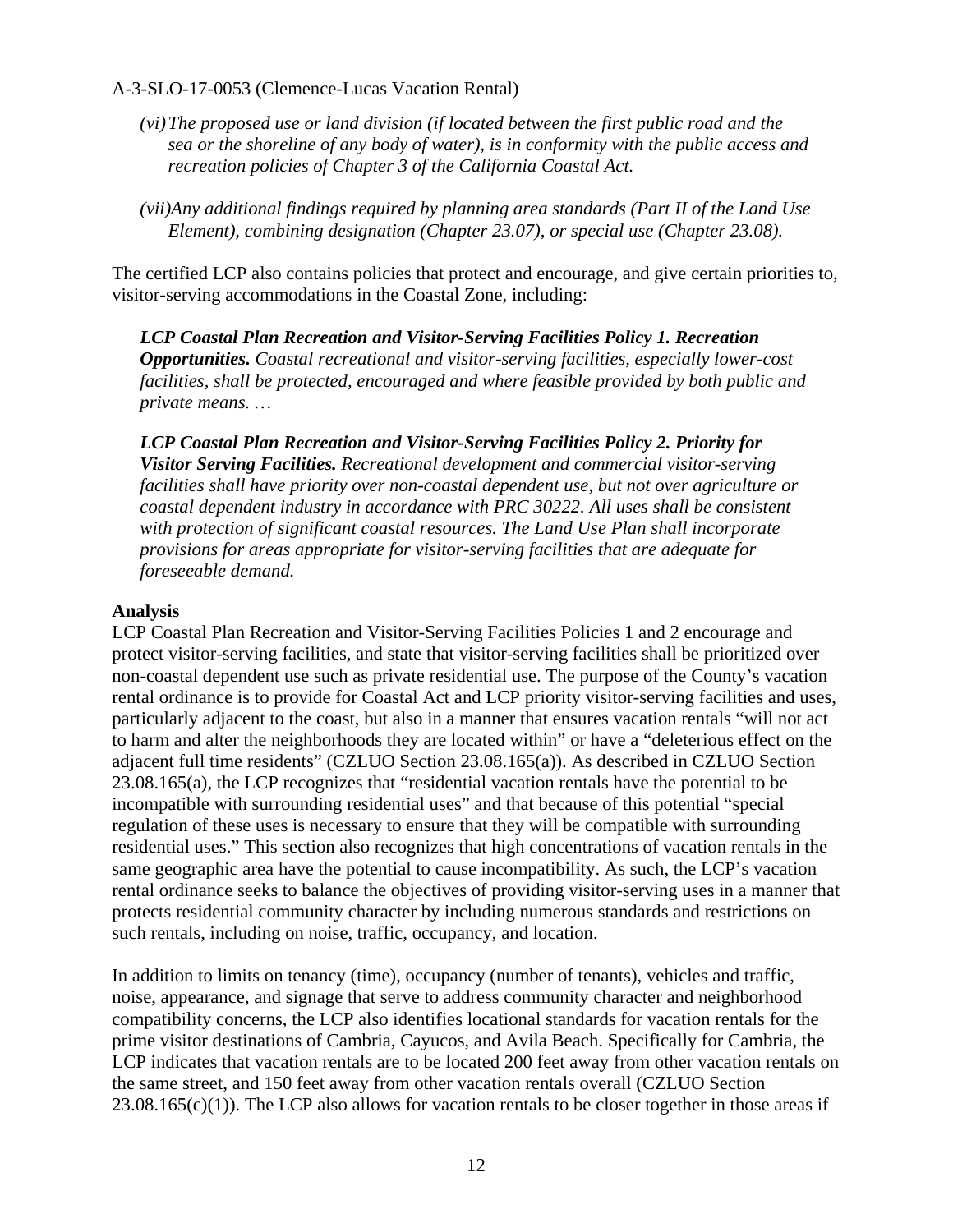*(vi) The proposed use or land division (if located between the first public road and the sea or the shoreline of any body of water), is in conformity with the public access and recreation policies of Chapter 3 of the California Coastal Act.*

*(vii) Any additional findings required by planning area standards (Part II of the Land Use Element), combining designation (Chapter 23.07), or special use (Chapter 23.08).*

The certified LCP also contains policies that protect and encourage, and give certain priorities to, visitor-serving accommodations in the Coastal Zone, including:

***LCP Coastal Plan Recreation and Visitor-Serving Facilities Policy 1. Recreation Opportunities.*** *Coastal recreational and visitor-serving facilities, especially lower-cost facilities, shall be protected, encouraged and where feasible provided by both public and private means. …*

***LCP Coastal Plan Recreation and Visitor-Serving Facilities Policy 2. Priority for Visitor Serving Facilities.*** *Recreational development and commercial visitor-serving facilities shall have priority over non-coastal dependent use, but not over agriculture or coastal dependent industry in accordance with PRC 30222. All uses shall be consistent with protection of significant coastal resources. The Land Use Plan shall incorporate provisions for areas appropriate for visitor-serving facilities that are adequate for foreseeable demand.*

**Analysis**

LCP Coastal Plan Recreation and Visitor-Serving Facilities Policies 1 and 2 encourage and protect visitor-serving facilities, and state that visitor-serving facilities shall be prioritized over non-coastal dependent use such as private residential use. The purpose of the County's vacation rental ordinance is to provide for Coastal Act and LCP priority visitor-serving facilities and uses, particularly adjacent to the coast, but also in a manner that ensures vacation rentals "will not act to harm and alter the neighborhoods they are located within" or have a "deleterious effect on the adjacent full time residents" (CZLUO Section 23.08.165(a)). As described in CZLUO Section 23.08.165(a), the LCP recognizes that "residential vacation rentals have the potential to be incompatible with surrounding residential uses" and that because of this potential "special regulation of these uses is necessary to ensure that they will be compatible with surrounding residential uses." This section also recognizes that high concentrations of vacation rentals in the same geographic area have the potential to cause incompatibility. As such, the LCP's vacation rental ordinance seeks to balance the objectives of providing visitor-serving uses in a manner that protects residential community character by including numerous standards and restrictions on such rentals, including on noise, traffic, occupancy, and location.

In addition to limits on tenancy (time), occupancy (number of tenants), vehicles and traffic, noise, appearance, and signage that serve to address community character and neighborhood compatibility concerns, the LCP also identifies locational standards for vacation rentals for the prime visitor destinations of Cambria, Cayucos, and Avila Beach. Specifically for Cambria, the LCP indicates that vacation rentals are to be located 200 feet away from other vacation rentals on the same street, and 150 feet away from other vacation rentals overall (CZLUO Section 23.08.165(c)(1)). The LCP also allows for vacation rentals to be closer together in those areas if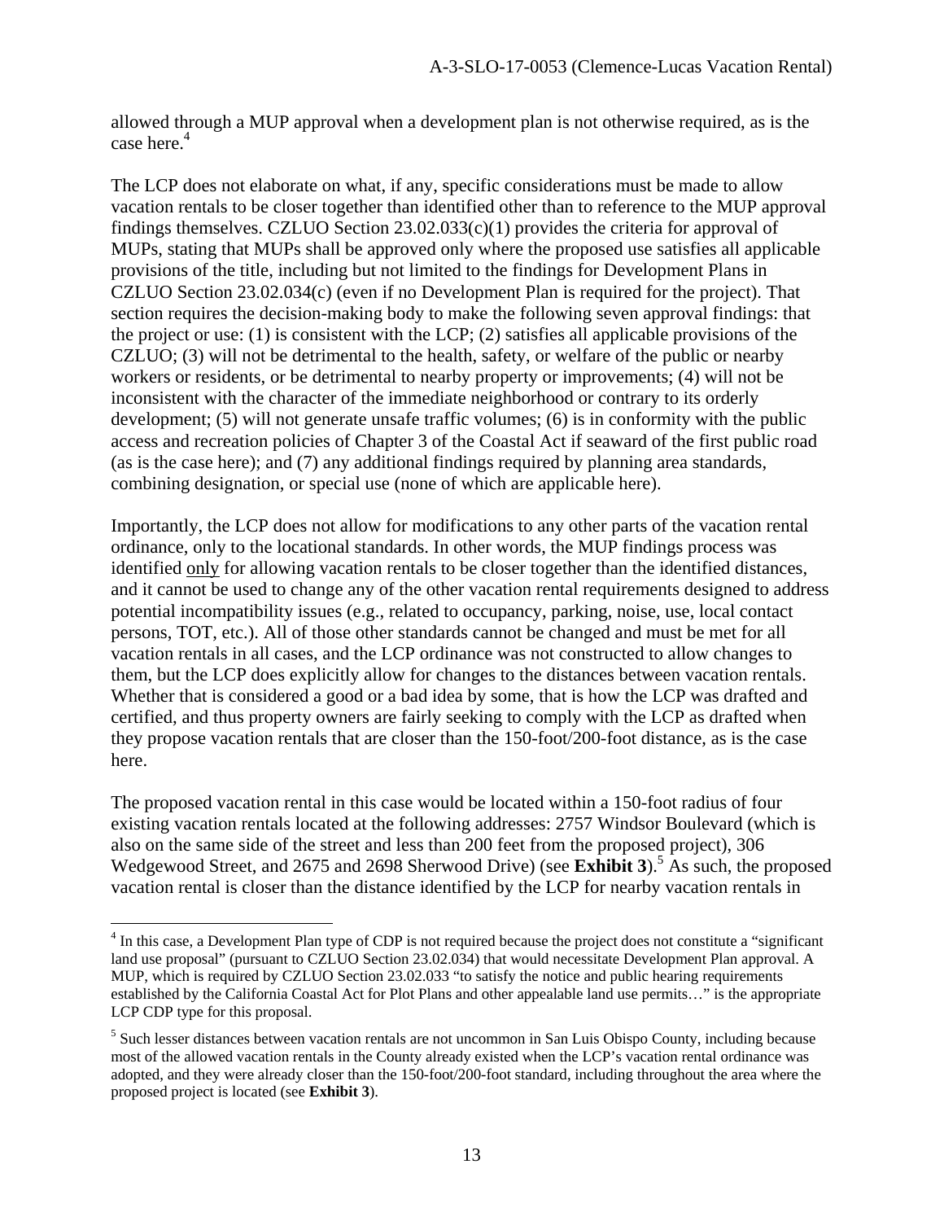allowed through a MUP approval when a development plan is not otherwise required, as is the case here.[4]

The LCP does not elaborate on what, if any, specific considerations must be made to allow vacation rentals to be closer together than identified other than to reference to the MUP approval findings themselves. CZLUO Section 23.02.033(c)(1) provides the criteria for approval of MUPs, stating that MUPs shall be approved only where the proposed use satisfies all applicable provisions of the title, including but not limited to the findings for Development Plans in CZLUO Section 23.02.034(c) (even if no Development Plan is required for the project). That section requires the decision-making body to make the following seven approval findings: that the project or use: (1) is consistent with the LCP; (2) satisfies all applicable provisions of the CZLUO; (3) will not be detrimental to the health, safety, or welfare of the public or nearby workers or residents, or be detrimental to nearby property or improvements; (4) will not be inconsistent with the character of the immediate neighborhood or contrary to its orderly development; (5) will not generate unsafe traffic volumes; (6) is in conformity with the public access and recreation policies of Chapter 3 of the Coastal Act if seaward of the first public road (as is the case here); and (7) any additional findings required by planning area standards, combining designation, or special use (none of which are applicable here).

Importantly, the LCP does not allow for modifications to any other parts of the vacation rental ordinance, only to the locational standards. In other words, the MUP findings process was identified only for allowing vacation rentals to be closer together than the identified distances, and it cannot be used to change any of the other vacation rental requirements designed to address potential incompatibility issues (e.g., related to occupancy, parking, noise, use, local contact persons, TOT, etc.). All of those other standards cannot be changed and must be met for all vacation rentals in all cases, and the LCP ordinance was not constructed to allow changes to them, but the LCP does explicitly allow for changes to the distances between vacation rentals. Whether that is considered a good or a bad idea by some, that is how the LCP was drafted and certified, and thus property owners are fairly seeking to comply with the LCP as drafted when they propose vacation rentals that are closer than the 150-foot/200-foot distance, as is the case here.

The proposed vacation rental in this case would be located within a 150-foot radius of four existing vacation rentals located at the following addresses: 2757 Windsor Boulevard (which is also on the same side of the street and less than 200 feet from the proposed project), 306 Wedgewood Street, and 2675 and 2698 Sherwood Drive) (see **Exhibit 3**).[5] As such, the proposed vacation rental is closer than the distance identified by the LCP for nearby vacation rentals in

---

[4] In this case, a Development Plan type of CDP is not required because the project does not constitute a "significant land use proposal" (pursuant to CZLUO Section 23.02.034) that would necessitate Development Plan approval. A MUP, which is required by CZLUO Section 23.02.033 "to satisfy the notice and public hearing requirements established by the California Coastal Act for Plot Plans and other appealable land use permits…" is the appropriate LCP CDP type for this proposal.

[5] Such lesser distances between vacation rentals are not uncommon in San Luis Obispo County, including because most of the allowed vacation rentals in the County already existed when the LCP's vacation rental ordinance was adopted, and they were already closer than the 150-foot/200-foot standard, including throughout the area where the proposed project is located (see **Exhibit 3**).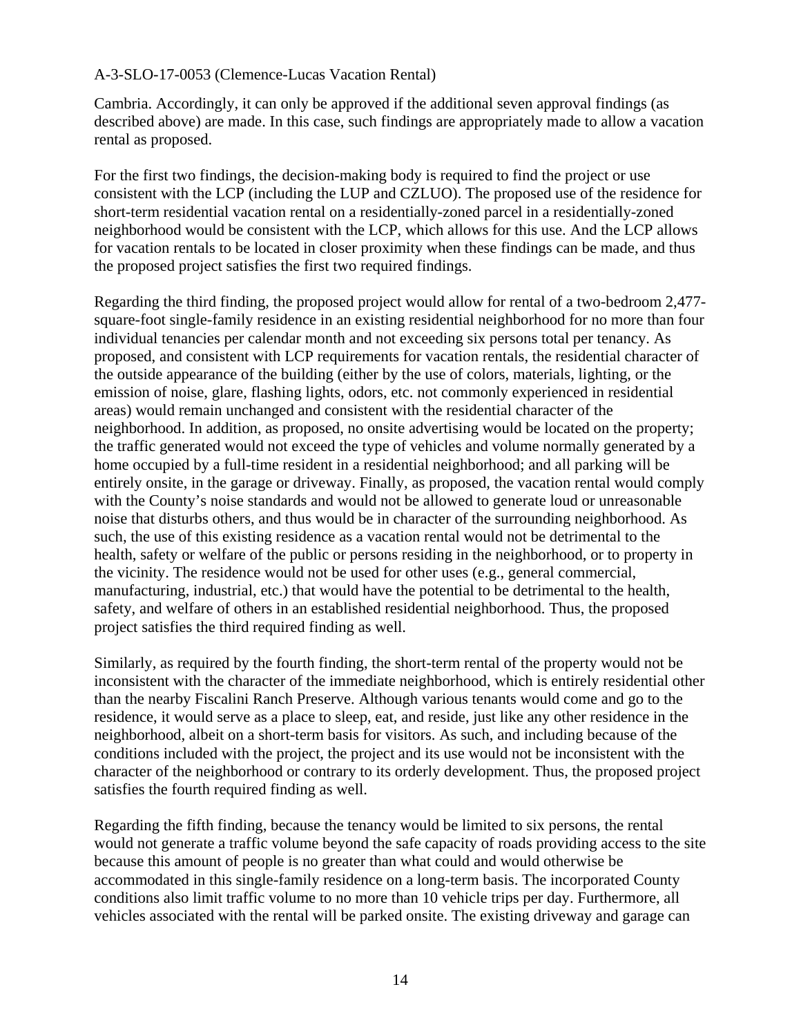Cambria. Accordingly, it can only be approved if the additional seven approval findings (as described above) are made. In this case, such findings are appropriately made to allow a vacation rental as proposed.

For the first two findings, the decision-making body is required to find the project or use consistent with the LCP (including the LUP and CZLUO). The proposed use of the residence for short-term residential vacation rental on a residentially-zoned parcel in a residentially-zoned neighborhood would be consistent with the LCP, which allows for this use. And the LCP allows for vacation rentals to be located in closer proximity when these findings can be made, and thus the proposed project satisfies the first two required findings.

Regarding the third finding, the proposed project would allow for rental of a two-bedroom 2,477-square-foot single-family residence in an existing residential neighborhood for no more than four individual tenancies per calendar month and not exceeding six persons total per tenancy. As proposed, and consistent with LCP requirements for vacation rentals, the residential character of the outside appearance of the building (either by the use of colors, materials, lighting, or the emission of noise, glare, flashing lights, odors, etc. not commonly experienced in residential areas) would remain unchanged and consistent with the residential character of the neighborhood. In addition, as proposed, no onsite advertising would be located on the property; the traffic generated would not exceed the type of vehicles and volume normally generated by a home occupied by a full-time resident in a residential neighborhood; and all parking will be entirely onsite, in the garage or driveway. Finally, as proposed, the vacation rental would comply with the County's noise standards and would not be allowed to generate loud or unreasonable noise that disturbs others, and thus would be in character of the surrounding neighborhood. As such, the use of this existing residence as a vacation rental would not be detrimental to the health, safety or welfare of the public or persons residing in the neighborhood, or to property in the vicinity. The residence would not be used for other uses (e.g., general commercial, manufacturing, industrial, etc.) that would have the potential to be detrimental to the health, safety, and welfare of others in an established residential neighborhood. Thus, the proposed project satisfies the third required finding as well.

Similarly, as required by the fourth finding, the short-term rental of the property would not be inconsistent with the character of the immediate neighborhood, which is entirely residential other than the nearby Fiscalini Ranch Preserve. Although various tenants would come and go to the residence, it would serve as a place to sleep, eat, and reside, just like any other residence in the neighborhood, albeit on a short-term basis for visitors. As such, and including because of the conditions included with the project, the project and its use would not be inconsistent with the character of the neighborhood or contrary to its orderly development. Thus, the proposed project satisfies the fourth required finding as well.

Regarding the fifth finding, because the tenancy would be limited to six persons, the rental would not generate a traffic volume beyond the safe capacity of roads providing access to the site because this amount of people is no greater than what could and would otherwise be accommodated in this single-family residence on a long-term basis. The incorporated County conditions also limit traffic volume to no more than 10 vehicle trips per day. Furthermore, all vehicles associated with the rental will be parked onsite. The existing driveway and garage can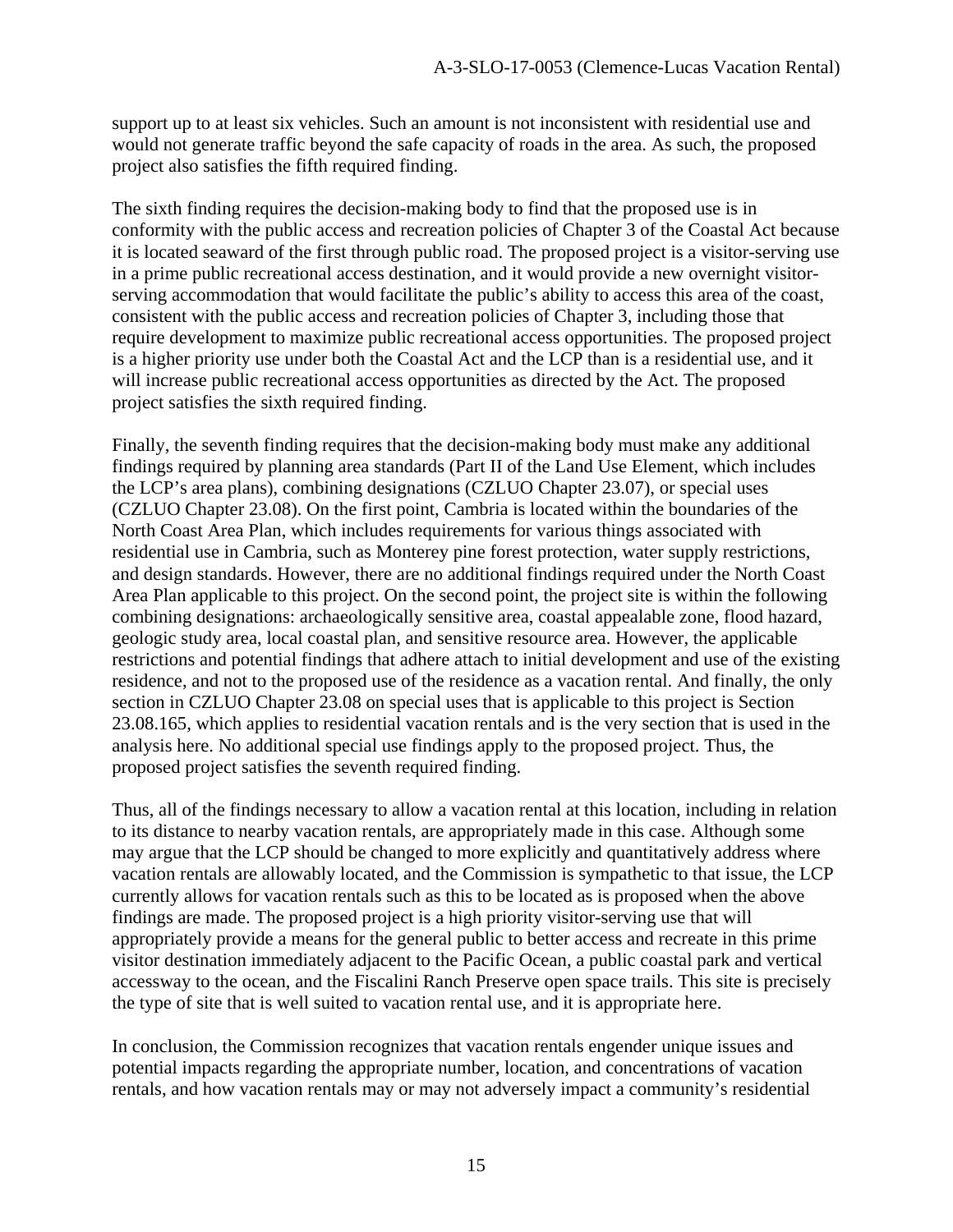support up to at least six vehicles. Such an amount is not inconsistent with residential use and would not generate traffic beyond the safe capacity of roads in the area. As such, the proposed project also satisfies the fifth required finding.

The sixth finding requires the decision-making body to find that the proposed use is in conformity with the public access and recreation policies of Chapter 3 of the Coastal Act because it is located seaward of the first through public road. The proposed project is a visitor-serving use in a prime public recreational access destination, and it would provide a new overnight visitor-serving accommodation that would facilitate the public's ability to access this area of the coast, consistent with the public access and recreation policies of Chapter 3, including those that require development to maximize public recreational access opportunities. The proposed project is a higher priority use under both the Coastal Act and the LCP than is a residential use, and it will increase public recreational access opportunities as directed by the Act. The proposed project satisfies the sixth required finding.

Finally, the seventh finding requires that the decision-making body must make any additional findings required by planning area standards (Part II of the Land Use Element, which includes the LCP's area plans), combining designations (CZLUO Chapter 23.07), or special uses (CZLUO Chapter 23.08). On the first point, Cambria is located within the boundaries of the North Coast Area Plan, which includes requirements for various things associated with residential use in Cambria, such as Monterey pine forest protection, water supply restrictions, and design standards. However, there are no additional findings required under the North Coast Area Plan applicable to this project. On the second point, the project site is within the following combining designations: archaeologically sensitive area, coastal appealable zone, flood hazard, geologic study area, local coastal plan, and sensitive resource area. However, the applicable restrictions and potential findings that adhere attach to initial development and use of the existing residence, and not to the proposed use of the residence as a vacation rental. And finally, the only section in CZLUO Chapter 23.08 on special uses that is applicable to this project is Section 23.08.165, which applies to residential vacation rentals and is the very section that is used in the analysis here. No additional special use findings apply to the proposed project. Thus, the proposed project satisfies the seventh required finding.

Thus, all of the findings necessary to allow a vacation rental at this location, including in relation to its distance to nearby vacation rentals, are appropriately made in this case. Although some may argue that the LCP should be changed to more explicitly and quantitatively address where vacation rentals are allowably located, and the Commission is sympathetic to that issue, the LCP currently allows for vacation rentals such as this to be located as is proposed when the above findings are made. The proposed project is a high priority visitor-serving use that will appropriately provide a means for the general public to better access and recreate in this prime visitor destination immediately adjacent to the Pacific Ocean, a public coastal park and vertical accessway to the ocean, and the Fiscalini Ranch Preserve open space trails. This site is precisely the type of site that is well suited to vacation rental use, and it is appropriate here.

In conclusion, the Commission recognizes that vacation rentals engender unique issues and potential impacts regarding the appropriate number, location, and concentrations of vacation rentals, and how vacation rentals may or may not adversely impact a community's residential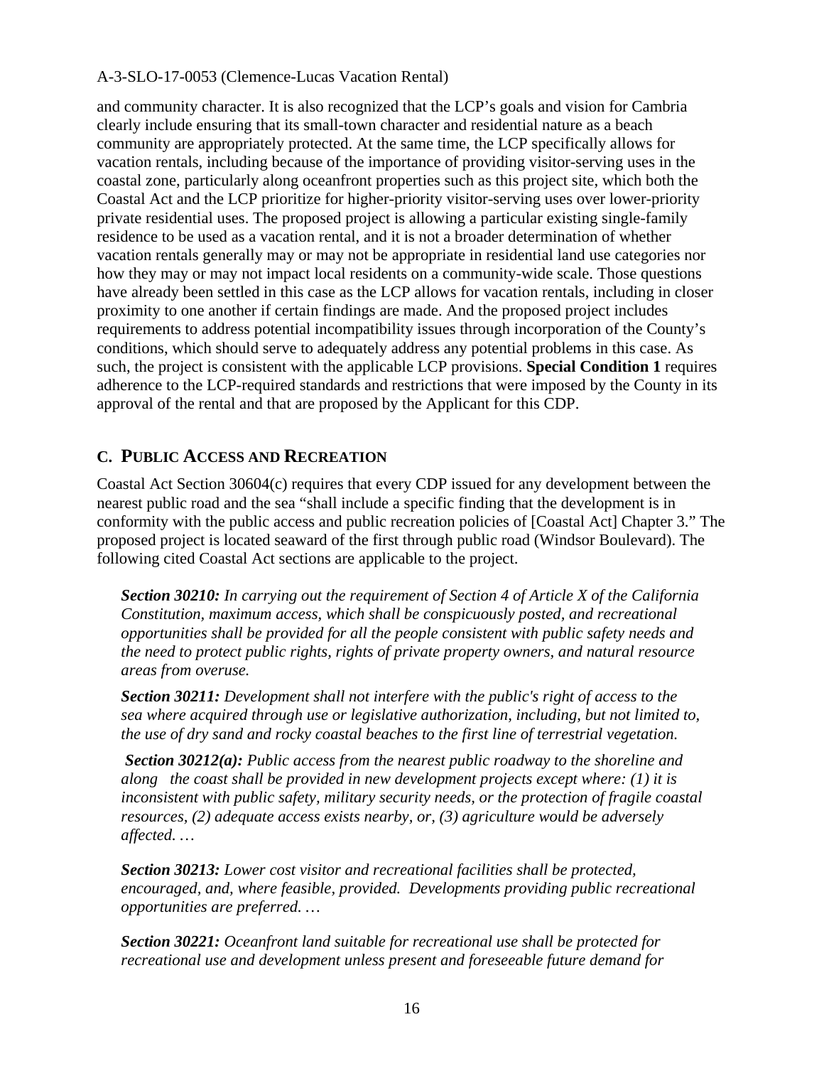and community character. It is also recognized that the LCP's goals and vision for Cambria clearly include ensuring that its small-town character and residential nature as a beach community are appropriately protected. At the same time, the LCP specifically allows for vacation rentals, including because of the importance of providing visitor-serving uses in the coastal zone, particularly along oceanfront properties such as this project site, which both the Coastal Act and the LCP prioritize for higher-priority visitor-serving uses over lower-priority private residential uses. The proposed project is allowing a particular existing single-family residence to be used as a vacation rental, and it is not a broader determination of whether vacation rentals generally may or may not be appropriate in residential land use categories nor how they may or may not impact local residents on a community-wide scale. Those questions have already been settled in this case as the LCP allows for vacation rentals, including in closer proximity to one another if certain findings are made. And the proposed project includes requirements to address potential incompatibility issues through incorporation of the County's conditions, which should serve to adequately address any potential problems in this case. As such, the project is consistent with the applicable LCP provisions. **Special Condition 1** requires adherence to the LCP-required standards and restrictions that were imposed by the County in its approval of the rental and that are proposed by the Applicant for this CDP.

## C. PUBLIC ACCESS AND RECREATION

Coastal Act Section 30604(c) requires that every CDP issued for any development between the nearest public road and the sea "shall include a specific finding that the development is in conformity with the public access and public recreation policies of [Coastal Act] Chapter 3." The proposed project is located seaward of the first through public road (Windsor Boulevard). The following cited Coastal Act sections are applicable to the project.

> ***Section 30210:*** *In carrying out the requirement of Section 4 of Article X of the California Constitution, maximum access, which shall be conspicuously posted, and recreational opportunities shall be provided for all the people consistent with public safety needs and the need to protect public rights, rights of private property owners, and natural resource areas from overuse.*
>
> ***Section 30211:*** *Development shall not interfere with the public's right of access to the sea where acquired through use or legislative authorization, including, but not limited to, the use of dry sand and rocky coastal beaches to the first line of terrestrial vegetation.*
>
> ***Section 30212(a):*** *Public access from the nearest public roadway to the shoreline and along the coast shall be provided in new development projects except where: (1) it is inconsistent with public safety, military security needs, or the protection of fragile coastal resources, (2) adequate access exists nearby, or, (3) agriculture would be adversely affected. …*
>
> ***Section 30213:*** *Lower cost visitor and recreational facilities shall be protected, encouraged, and, where feasible, provided. Developments providing public recreational opportunities are preferred. …*
>
> ***Section 30221:*** *Oceanfront land suitable for recreational use shall be protected for recreational use and development unless present and foreseeable future demand for*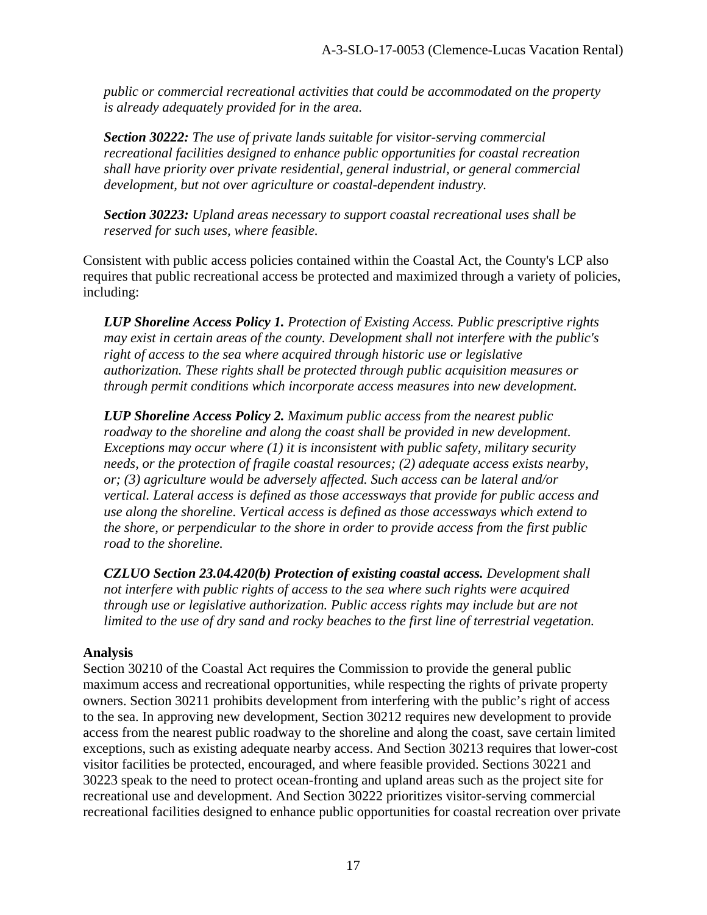*public or commercial recreational activities that could be accommodated on the property is already adequately provided for in the area.*

***Section 30222:*** *The use of private lands suitable for visitor-serving commercial recreational facilities designed to enhance public opportunities for coastal recreation shall have priority over private residential, general industrial, or general commercial development, but not over agriculture or coastal-dependent industry.*

***Section 30223:*** *Upland areas necessary to support coastal recreational uses shall be reserved for such uses, where feasible.*

Consistent with public access policies contained within the Coastal Act, the County's LCP also requires that public recreational access be protected and maximized through a variety of policies, including:

***LUP Shoreline Access Policy 1.*** *Protection of Existing Access. Public prescriptive rights may exist in certain areas of the county. Development shall not interfere with the public's right of access to the sea where acquired through historic use or legislative authorization. These rights shall be protected through public acquisition measures or through permit conditions which incorporate access measures into new development.*

***LUP Shoreline Access Policy 2.*** *Maximum public access from the nearest public roadway to the shoreline and along the coast shall be provided in new development. Exceptions may occur where (1) it is inconsistent with public safety, military security needs, or the protection of fragile coastal resources; (2) adequate access exists nearby, or; (3) agriculture would be adversely affected. Such access can be lateral and/or vertical. Lateral access is defined as those accessways that provide for public access and use along the shoreline. Vertical access is defined as those accessways which extend to the shore, or perpendicular to the shore in order to provide access from the first public road to the shoreline.*

***CZLUO Section 23.04.420(b) Protection of existing coastal access.*** *Development shall not interfere with public rights of access to the sea where such rights were acquired through use or legislative authorization. Public access rights may include but are not limited to the use of dry sand and rocky beaches to the first line of terrestrial vegetation.*

**Analysis**

Section 30210 of the Coastal Act requires the Commission to provide the general public maximum access and recreational opportunities, while respecting the rights of private property owners. Section 30211 prohibits development from interfering with the public's right of access to the sea. In approving new development, Section 30212 requires new development to provide access from the nearest public roadway to the shoreline and along the coast, save certain limited exceptions, such as existing adequate nearby access. And Section 30213 requires that lower-cost visitor facilities be protected, encouraged, and where feasible provided. Sections 30221 and 30223 speak to the need to protect ocean-fronting and upland areas such as the project site for recreational use and development. And Section 30222 prioritizes visitor-serving commercial recreational facilities designed to enhance public opportunities for coastal recreation over private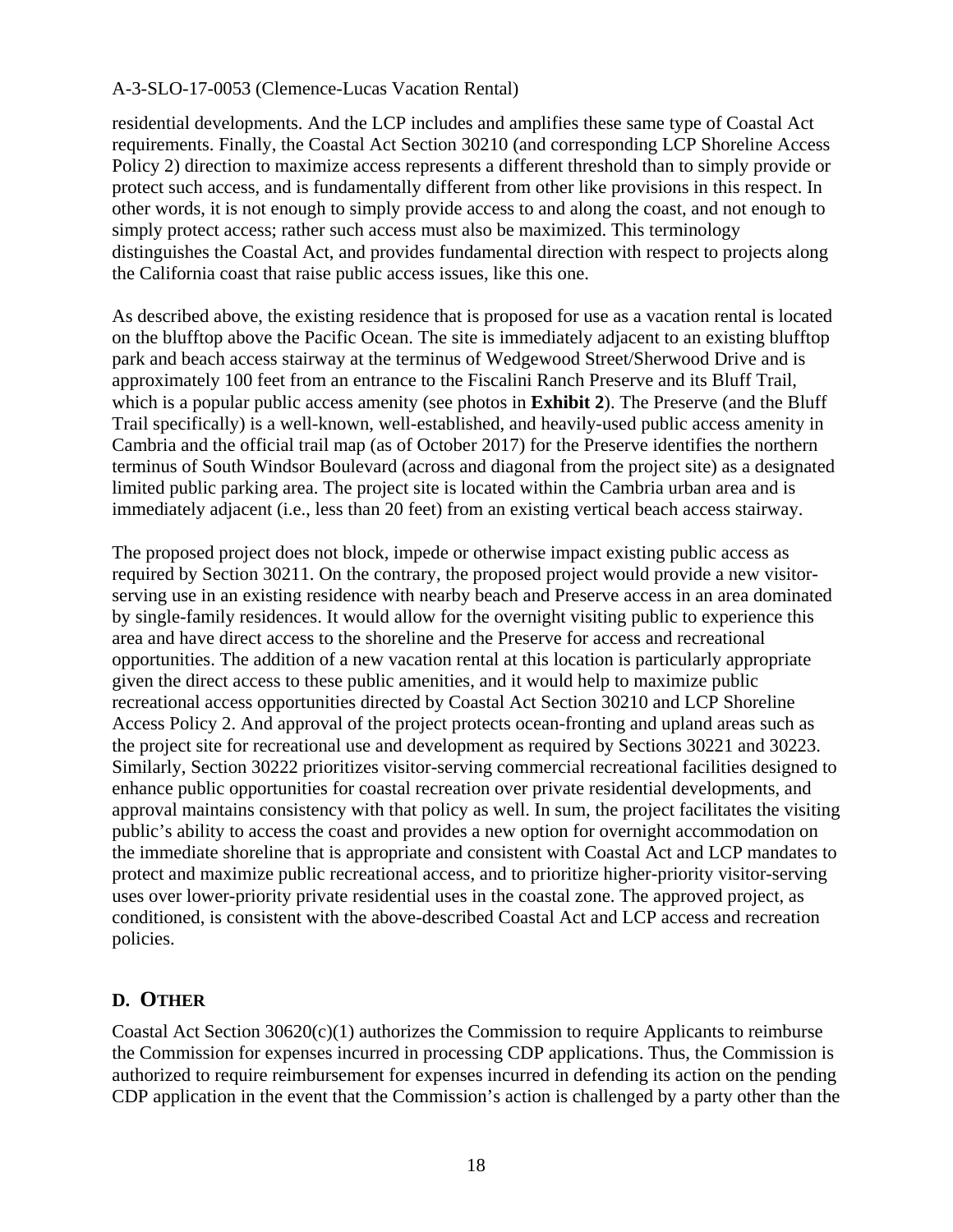residential developments. And the LCP includes and amplifies these same type of Coastal Act requirements. Finally, the Coastal Act Section 30210 (and corresponding LCP Shoreline Access Policy 2) direction to maximize access represents a different threshold than to simply provide or protect such access, and is fundamentally different from other like provisions in this respect. In other words, it is not enough to simply provide access to and along the coast, and not enough to simply protect access; rather such access must also be maximized. This terminology distinguishes the Coastal Act, and provides fundamental direction with respect to projects along the California coast that raise public access issues, like this one.

As described above, the existing residence that is proposed for use as a vacation rental is located on the blufftop above the Pacific Ocean. The site is immediately adjacent to an existing blufftop park and beach access stairway at the terminus of Wedgewood Street/Sherwood Drive and is approximately 100 feet from an entrance to the Fiscalini Ranch Preserve and its Bluff Trail, which is a popular public access amenity (see photos in **Exhibit 2**). The Preserve (and the Bluff Trail specifically) is a well-known, well-established, and heavily-used public access amenity in Cambria and the official trail map (as of October 2017) for the Preserve identifies the northern terminus of South Windsor Boulevard (across and diagonal from the project site) as a designated limited public parking area. The project site is located within the Cambria urban area and is immediately adjacent (i.e., less than 20 feet) from an existing vertical beach access stairway.

The proposed project does not block, impede or otherwise impact existing public access as required by Section 30211. On the contrary, the proposed project would provide a new visitor-serving use in an existing residence with nearby beach and Preserve access in an area dominated by single-family residences. It would allow for the overnight visiting public to experience this area and have direct access to the shoreline and the Preserve for access and recreational opportunities. The addition of a new vacation rental at this location is particularly appropriate given the direct access to these public amenities, and it would help to maximize public recreational access opportunities directed by Coastal Act Section 30210 and LCP Shoreline Access Policy 2. And approval of the project protects ocean-fronting and upland areas such as the project site for recreational use and development as required by Sections 30221 and 30223. Similarly, Section 30222 prioritizes visitor-serving commercial recreational facilities designed to enhance public opportunities for coastal recreation over private residential developments, and approval maintains consistency with that policy as well. In sum, the project facilitates the visiting public's ability to access the coast and provides a new option for overnight accommodation on the immediate shoreline that is appropriate and consistent with Coastal Act and LCP mandates to protect and maximize public recreational access, and to prioritize higher-priority visitor-serving uses over lower-priority private residential uses in the coastal zone. The approved project, as conditioned, is consistent with the above-described Coastal Act and LCP access and recreation policies.

## D. OTHER

Coastal Act Section 30620(c)(1) authorizes the Commission to require Applicants to reimburse the Commission for expenses incurred in processing CDP applications. Thus, the Commission is authorized to require reimbursement for expenses incurred in defending its action on the pending CDP application in the event that the Commission's action is challenged by a party other than the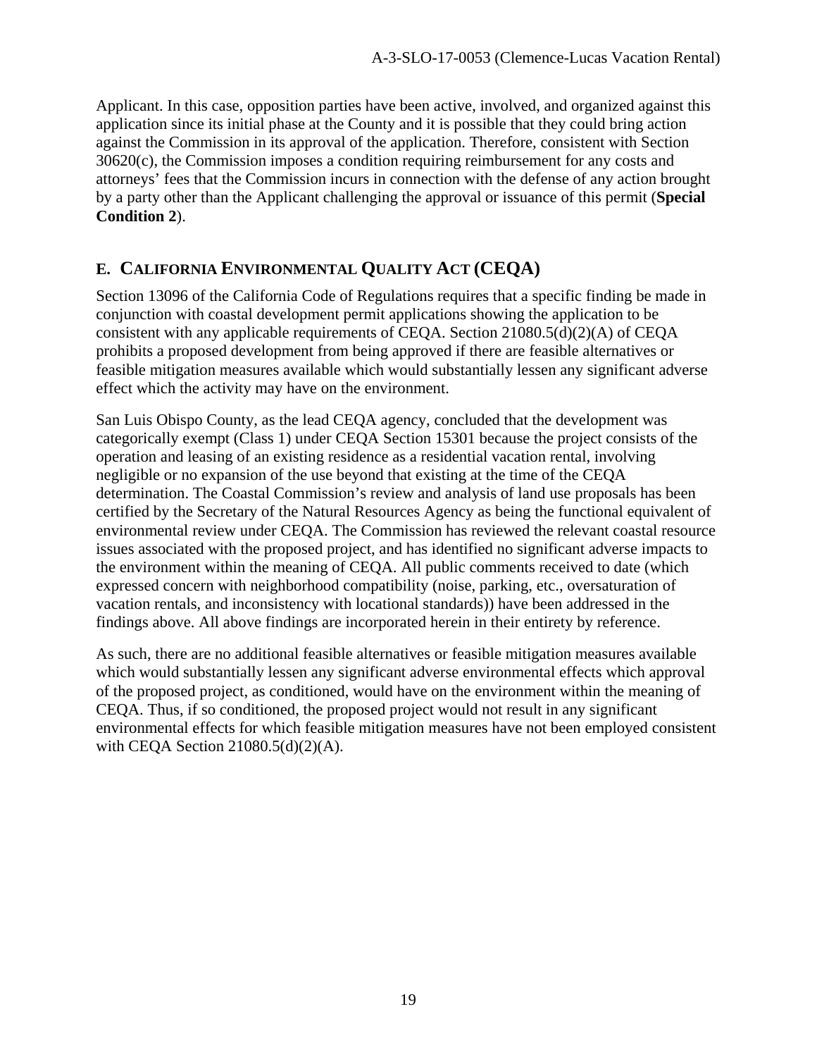Applicant. In this case, opposition parties have been active, involved, and organized against this application since its initial phase at the County and it is possible that they could bring action against the Commission in its approval of the application. Therefore, consistent with Section 30620(c), the Commission imposes a condition requiring reimbursement for any costs and attorneys' fees that the Commission incurs in connection with the defense of any action brought by a party other than the Applicant challenging the approval or issuance of this permit (**Special Condition 2**).

## E. CALIFORNIA ENVIRONMENTAL QUALITY ACT (CEQA)

Section 13096 of the California Code of Regulations requires that a specific finding be made in conjunction with coastal development permit applications showing the application to be consistent with any applicable requirements of CEQA. Section 21080.5(d)(2)(A) of CEQA prohibits a proposed development from being approved if there are feasible alternatives or feasible mitigation measures available which would substantially lessen any significant adverse effect which the activity may have on the environment.

San Luis Obispo County, as the lead CEQA agency, concluded that the development was categorically exempt (Class 1) under CEQA Section 15301 because the project consists of the operation and leasing of an existing residence as a residential vacation rental, involving negligible or no expansion of the use beyond that existing at the time of the CEQA determination. The Coastal Commission's review and analysis of land use proposals has been certified by the Secretary of the Natural Resources Agency as being the functional equivalent of environmental review under CEQA. The Commission has reviewed the relevant coastal resource issues associated with the proposed project, and has identified no significant adverse impacts to the environment within the meaning of CEQA. All public comments received to date (which expressed concern with neighborhood compatibility (noise, parking, etc., oversaturation of vacation rentals, and inconsistency with locational standards)) have been addressed in the findings above. All above findings are incorporated herein in their entirety by reference.

As such, there are no additional feasible alternatives or feasible mitigation measures available which would substantially lessen any significant adverse environmental effects which approval of the proposed project, as conditioned, would have on the environment within the meaning of CEQA. Thus, if so conditioned, the proposed project would not result in any significant environmental effects for which feasible mitigation measures have not been employed consistent with CEQA Section 21080.5(d)(2)(A).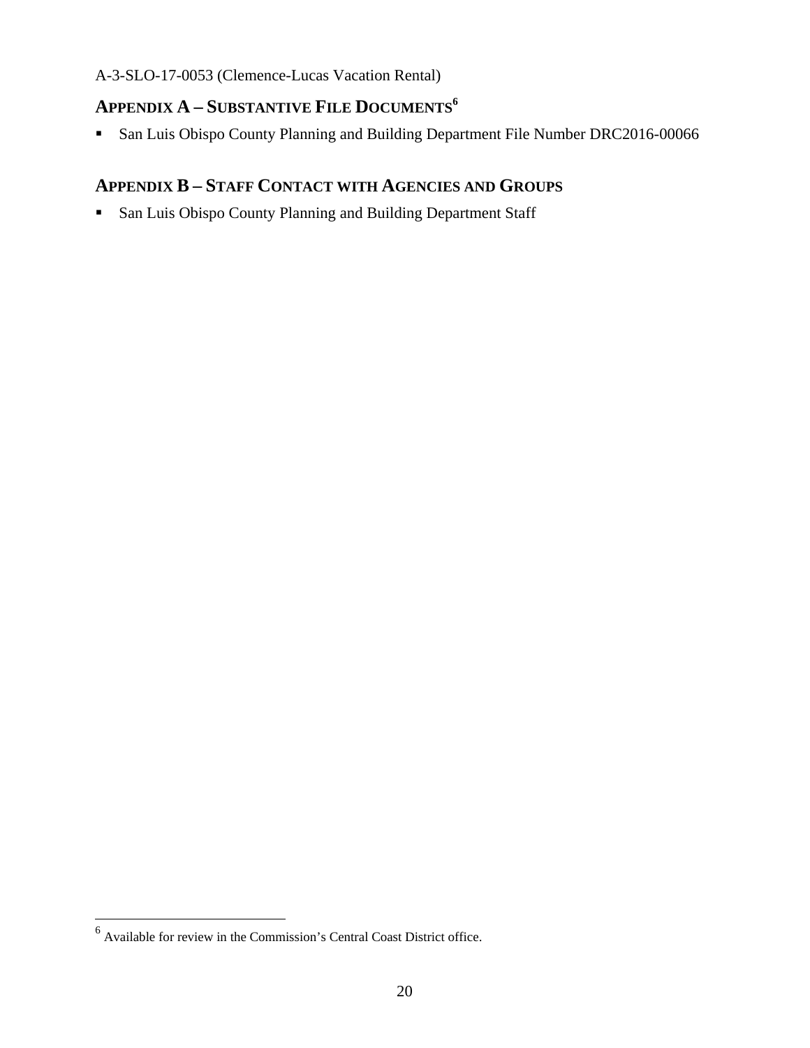## Appendix A – Substantive File Documents[6]

- San Luis Obispo County Planning and Building Department File Number DRC2016-00066

## Appendix B – Staff Contact with Agencies and Groups

- San Luis Obispo County Planning and Building Department Staff

[6] Available for review in the Commission's Central Coast District office.